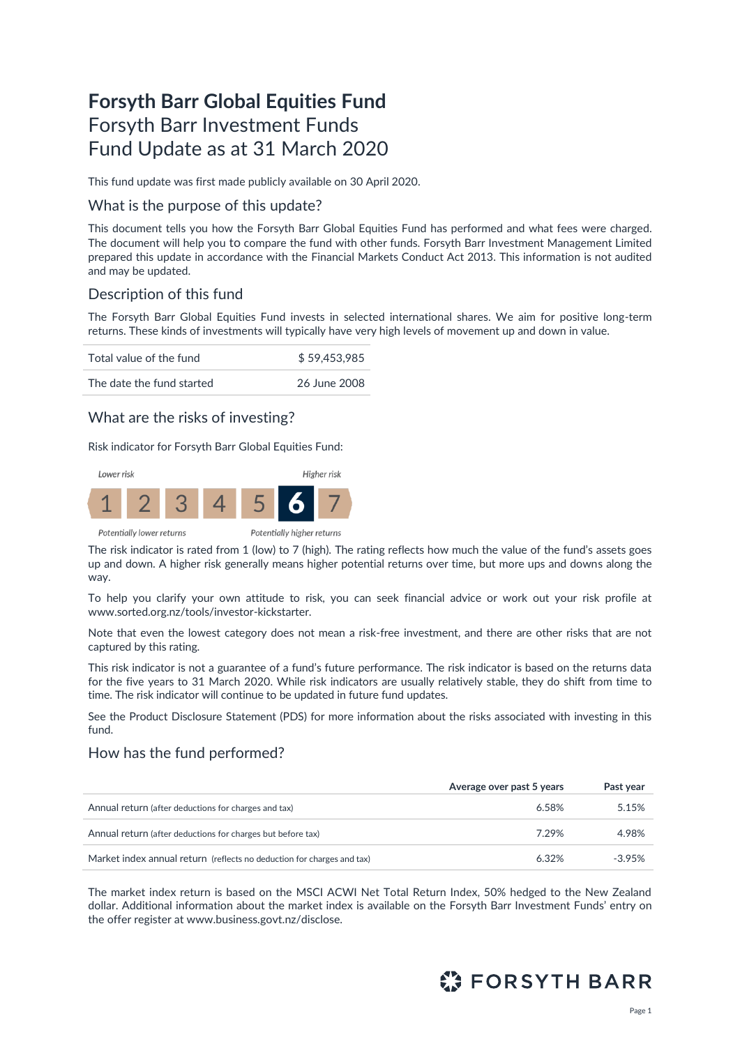# Forsyth Barr Global Equities Fund
## Forsyth Barr Investment Funds
## Fund Update as at 31 March 2020

This fund update was first made publicly available on 30 April 2020.

### What is the purpose of this update?

This document tells you how the Forsyth Barr Global Equities Fund has performed and what fees were charged. The document will help you to compare the fund with other funds. Forsyth Barr Investment Management Limited prepared this update in accordance with the Financial Markets Conduct Act 2013. This information is not audited and may be updated.

### Description of this fund

The Forsyth Barr Global Equities Fund invests in selected international shares. We aim for positive long-term returns. These kinds of investments will typically have very high levels of movement up and down in value.

| | |
|---|---|
| Total value of the fund | $ 59,453,985 |
| The date the fund started | 26 June 2008 |

### What are the risks of investing?

Risk indicator for Forsyth Barr Global Equities Fund:

*Lower risk* — *Higher risk*

| 1 | 2 | 3 | 4 | 5 | **6** | 7 |
|---|---|---|---|---|---|---|

*Potentially lower returns* — *Potentially higher returns*

The risk indicator is rated from 1 (low) to 7 (high). The rating reflects how much the value of the fund's assets goes up and down. A higher risk generally means higher potential returns over time, but more ups and downs along the way.

To help you clarify your own attitude to risk, you can seek financial advice or work out your risk profile at www.sorted.org.nz/tools/investor-kickstarter.

Note that even the lowest category does not mean a risk-free investment, and there are other risks that are not captured by this rating.

This risk indicator is not a guarantee of a fund's future performance. The risk indicator is based on the returns data for the five years to 31 March 2020. While risk indicators are usually relatively stable, they do shift from time to time. The risk indicator will continue to be updated in future fund updates.

See the Product Disclosure Statement (PDS) for more information about the risks associated with investing in this fund.

### How has the fund performed?

| | Average over past 5 years | Past year |
|---|---|---|
| Annual return (after deductions for charges and tax) | 6.58% | 5.15% |
| Annual return (after deductions for charges but before tax) | 7.29% | 4.98% |
| Market index annual return (reflects no deduction for charges and tax) | 6.32% | -3.95% |

The market index return is based on the MSCI ACWI Net Total Return Index, 50% hedged to the New Zealand dollar. Additional information about the market index is available on the Forsyth Barr Investment Funds' entry on the offer register at www.business.govt.nz/disclose.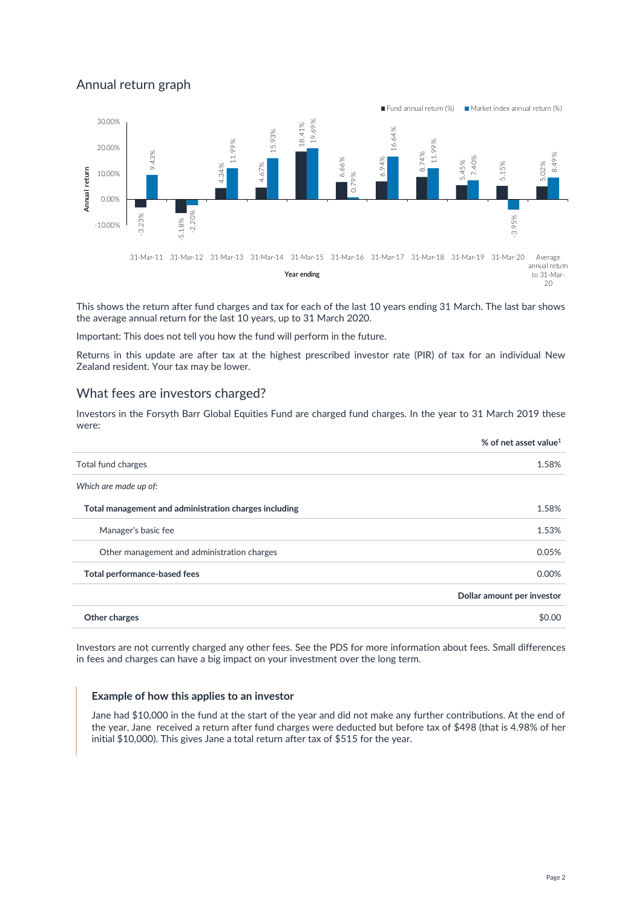## Annual return graph

| Year ending | Fund annual return (%) | Market index annual return (%) |
|---|---|---|
| 31-Mar-11 | -3.23% | 9.43% |
| 31-Mar-12 | -5.18% | -2.20% |
| 31-Mar-13 | 4.34% | 11.99% |
| 31-Mar-14 | 4.67% | 15.93% |
| 31-Mar-15 | 18.41% | 19.69% |
| 31-Mar-16 | 6.66% | 0.79% |
| 31-Mar-17 | 6.94% | 16.64% |
| 31-Mar-18 | 8.74% | 11.99% |
| 31-Mar-19 | 5.45% | 7.40% |
| 31-Mar-20 | 5.15% | -3.95% |
| Average annual return to 31-Mar-20 | 5.02% | 8.49% |

This shows the return after fund charges and tax for each of the last 10 years ending 31 March. The last bar shows the average annual return for the last 10 years, up to 31 March 2020.

Important: This does not tell you how the fund will perform in the future.

Returns in this update are after tax at the highest prescribed investor rate (PIR) of tax for an individual New Zealand resident. Your tax may be lower.

## What fees are investors charged?

Investors in the Forsyth Barr Global Equities Fund are charged fund charges. In the year to 31 March 2019 these were:

| | % of net asset value[1] |
|---|---|
| Total fund charges | 1.58% |
| *Which are made up of:* | |
| **Total management and administration charges including** | 1.58% |
| Manager's basic fee | 1.53% |
| Other management and administration charges | 0.05% |
| **Total performance-based fees** | 0.00% |
| | **Dollar amount per investor** |
| **Other charges** | $0.00 |

Investors are not currently charged any other fees. See the PDS for more information about fees. Small differences in fees and charges can have a big impact on your investment over the long term.

### Example of how this applies to an investor

Jane had $10,000 in the fund at the start of the year and did not make any further contributions. At the end of the year, Jane received a return after fund charges were deducted but before tax of $498 (that is 4.98% of her initial $10,000). This gives Jane a total return after tax of $515 for the year.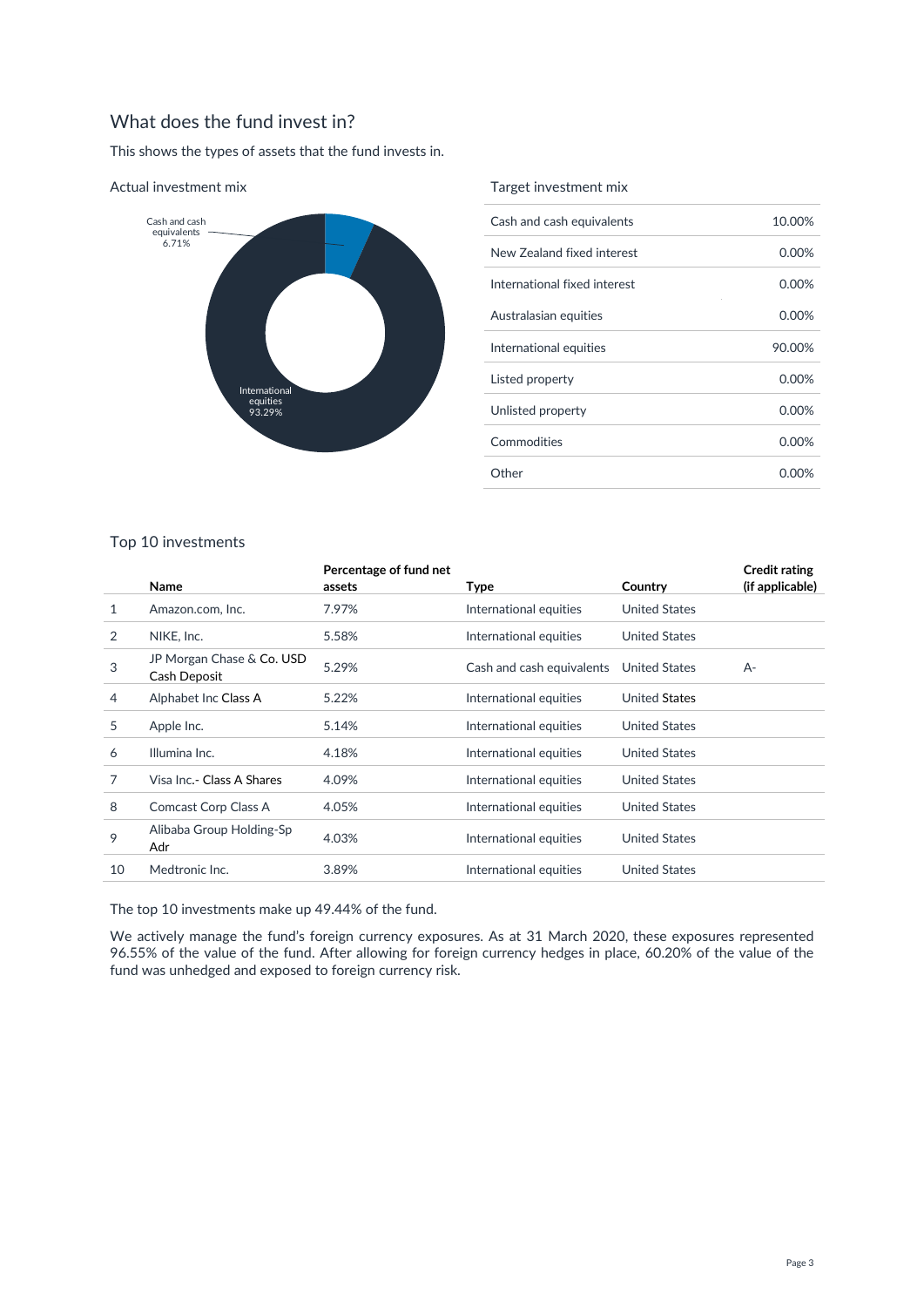## What does the fund invest in?

This shows the types of assets that the fund invests in.

### Actual investment mix

Cash and cash equivalents 6.71%

International equities 93.29%

### Target investment mix

| | |
|---|---|
| Cash and cash equivalents | 10.00% |
| New Zealand fixed interest | 0.00% |
| International fixed interest | 0.00% |
| Australasian equities | 0.00% |
| International equities | 90.00% |
| Listed property | 0.00% |
| Unlisted property | 0.00% |
| Commodities | 0.00% |
| Other | 0.00% |

### Top 10 investments

| | Name | Percentage of fund net assets | Type | Country | Credit rating (if applicable) |
|---|---|---|---|---|---|
| 1 | Amazon.com, Inc. | 7.97% | International equities | United States | |
| 2 | NIKE, Inc. | 5.58% | International equities | United States | |
| 3 | JP Morgan Chase & Co. USD Cash Deposit | 5.29% | Cash and cash equivalents | United States | A- |
| 4 | Alphabet Inc Class A | 5.22% | International equities | United States | |
| 5 | Apple Inc. | 5.14% | International equities | United States | |
| 6 | Illumina Inc. | 4.18% | International equities | United States | |
| 7 | Visa Inc.- Class A Shares | 4.09% | International equities | United States | |
| 8 | Comcast Corp Class A | 4.05% | International equities | United States | |
| 9 | Alibaba Group Holding-Sp Adr | 4.03% | International equities | United States | |
| 10 | Medtronic Inc. | 3.89% | International equities | United States | |

The top 10 investments make up 49.44% of the fund.

We actively manage the fund's foreign currency exposures. As at 31 March 2020, these exposures represented 96.55% of the value of the fund. After allowing for foreign currency hedges in place, 60.20% of the value of the fund was unhedged and exposed to foreign currency risk.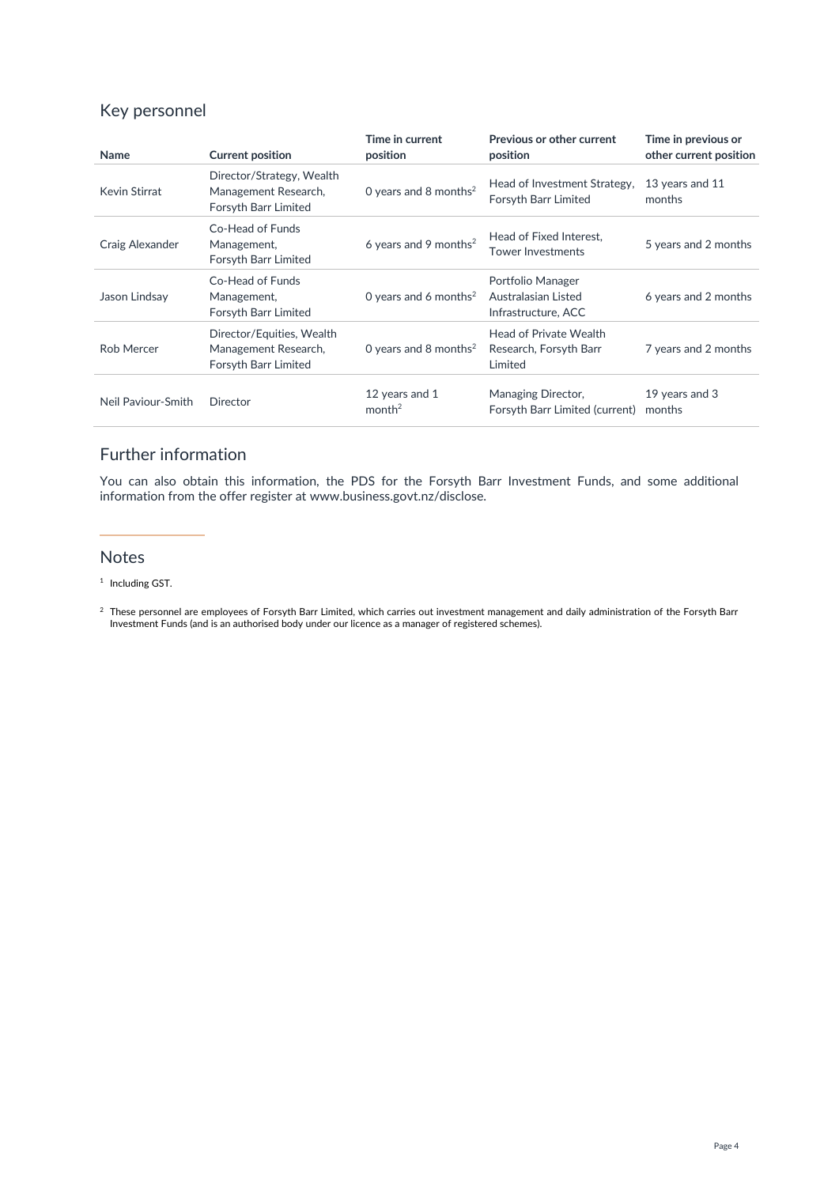## Key personnel

| Name | Current position | Time in current position | Previous or other current position | Time in previous or other current position |
|---|---|---|---|---|
| Kevin Stirrat | Director/Strategy, Wealth Management Research, Forsyth Barr Limited | 0 years and 8 months[2] | Head of Investment Strategy, Forsyth Barr Limited | 13 years and 11 months |
| Craig Alexander | Co-Head of Funds Management, Forsyth Barr Limited | 6 years and 9 months[2] | Head of Fixed Interest, Tower Investments | 5 years and 2 months |
| Jason Lindsay | Co-Head of Funds Management, Forsyth Barr Limited | 0 years and 6 months[2] | Portfolio Manager Australasian Listed Infrastructure, ACC | 6 years and 2 months |
| Rob Mercer | Director/Equities, Wealth Management Research, Forsyth Barr Limited | 0 years and 8 months[2] | Head of Private Wealth Research, Forsyth Barr Limited | 7 years and 2 months |
| Neil Paviour-Smith | Director | 12 years and 1 month[2] | Managing Director, Forsyth Barr Limited (current) | 19 years and 3 months |

## Further information

You can also obtain this information, the PDS for the Forsyth Barr Investment Funds, and some additional information from the offer register at www.business.govt.nz/disclose.

## Notes

[1] Including GST.

[2] These personnel are employees of Forsyth Barr Limited, which carries out investment management and daily administration of the Forsyth Barr Investment Funds (and is an authorised body under our licence as a manager of registered schemes).